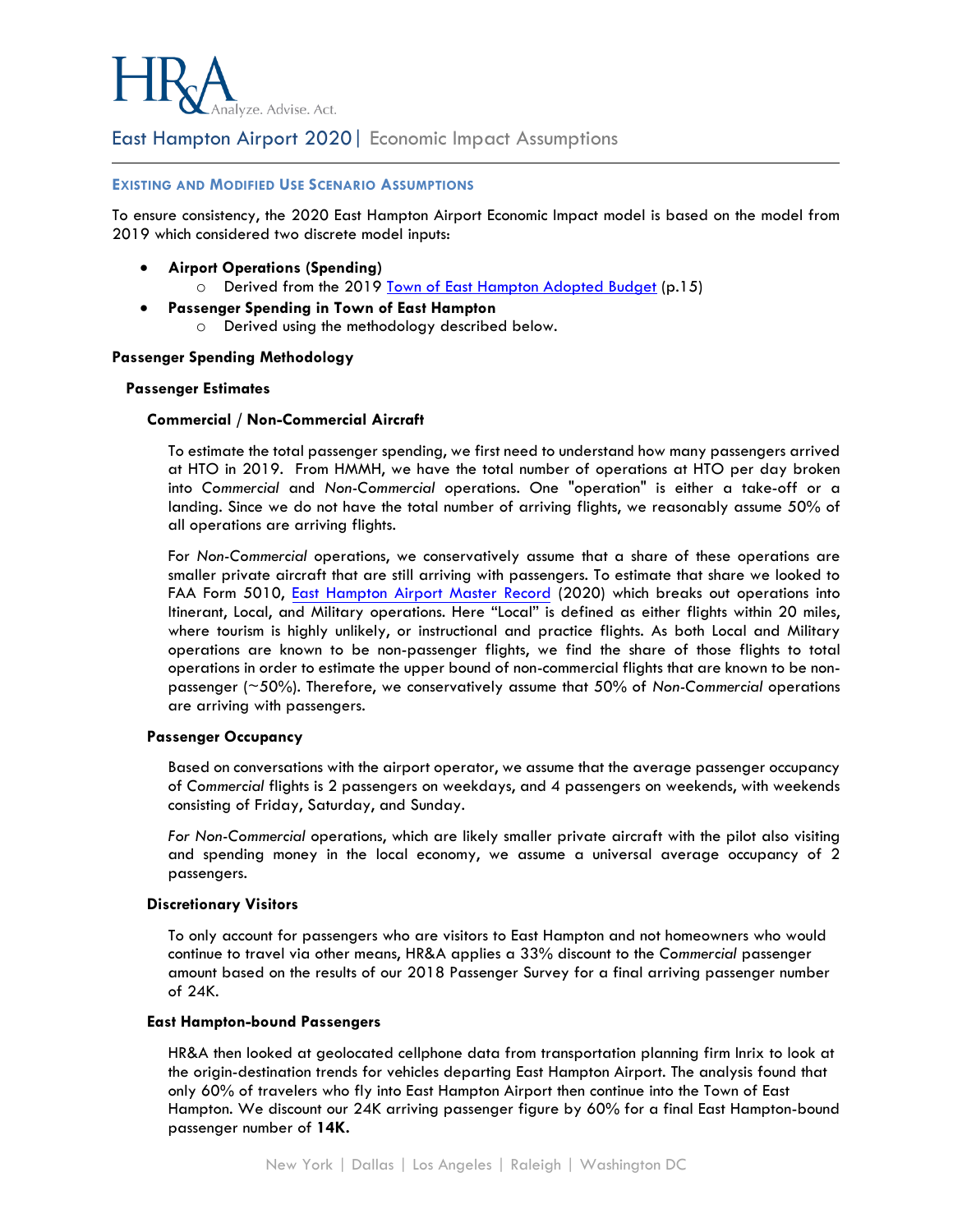# East Hampton Airport 2020 | Economic Impact Assumptions

## EXISTING AND MODIFIED USE SCENARIO ASSUMPTIONS

To ensure consistency, the 2020 East Hampton Airport Economic Impact model is based on the model from 2019 which considered two discrete model inputs:

- **Airport Operations (Spending)**
  - Derived from the 2019 Town of East Hampton Adopted Budget (p.15)
- **Passenger Spending in Town of East Hampton**
  - Derived using the methodology described below.

### Passenger Spending Methodology

#### Passenger Estimates

##### Commercial / Non-Commercial Aircraft

To estimate the total passenger spending, we first need to understand how many passengers arrived at HTO in 2019. From HMMH, we have the total number of operations at HTO per day broken into *Commercial* and *Non-Commercial* operations. One "operation" is either a take-off or a landing. Since we do not have the total number of arriving flights, we reasonably assume 50% of all operations are arriving flights.

For *Non-Commercial* operations, we conservatively assume that a share of these operations are smaller private aircraft that are still arriving with passengers. To estimate that share we looked to FAA Form 5010, East Hampton Airport Master Record (2020) which breaks out operations into Itinerant, Local, and Military operations. Here "Local" is defined as either flights within 20 miles, where tourism is highly unlikely, or instructional and practice flights. As both Local and Military operations are known to be non-passenger flights, we find the share of those flights to total operations in order to estimate the upper bound of non-commercial flights that are known to be non-passenger (~50%). Therefore, we conservatively assume that 50% of *Non-Commercial* operations are arriving with passengers.

##### Passenger Occupancy

Based on conversations with the airport operator, we assume that the average passenger occupancy of *Commercial* flights is 2 passengers on weekdays, and 4 passengers on weekends, with weekends consisting of Friday, Saturday, and Sunday.

*For Non-Commercial* operations, which are likely smaller private aircraft with the pilot also visiting and spending money in the local economy, we assume a universal average occupancy of 2 passengers.

##### Discretionary Visitors

To only account for passengers who are visitors to East Hampton and not homeowners who would continue to travel via other means, HR&A applies a 33% discount to the *Commercial* passenger amount based on the results of our 2018 Passenger Survey for a final arriving passenger number of 24K.

##### East Hampton-bound Passengers

HR&A then looked at geolocated cellphone data from transportation planning firm Inrix to look at the origin-destination trends for vehicles departing East Hampton Airport. The analysis found that only 60% of travelers who fly into East Hampton Airport then continue into the Town of East Hampton. We discount our 24K arriving passenger figure by 60% for a final East Hampton-bound passenger number of **14K.**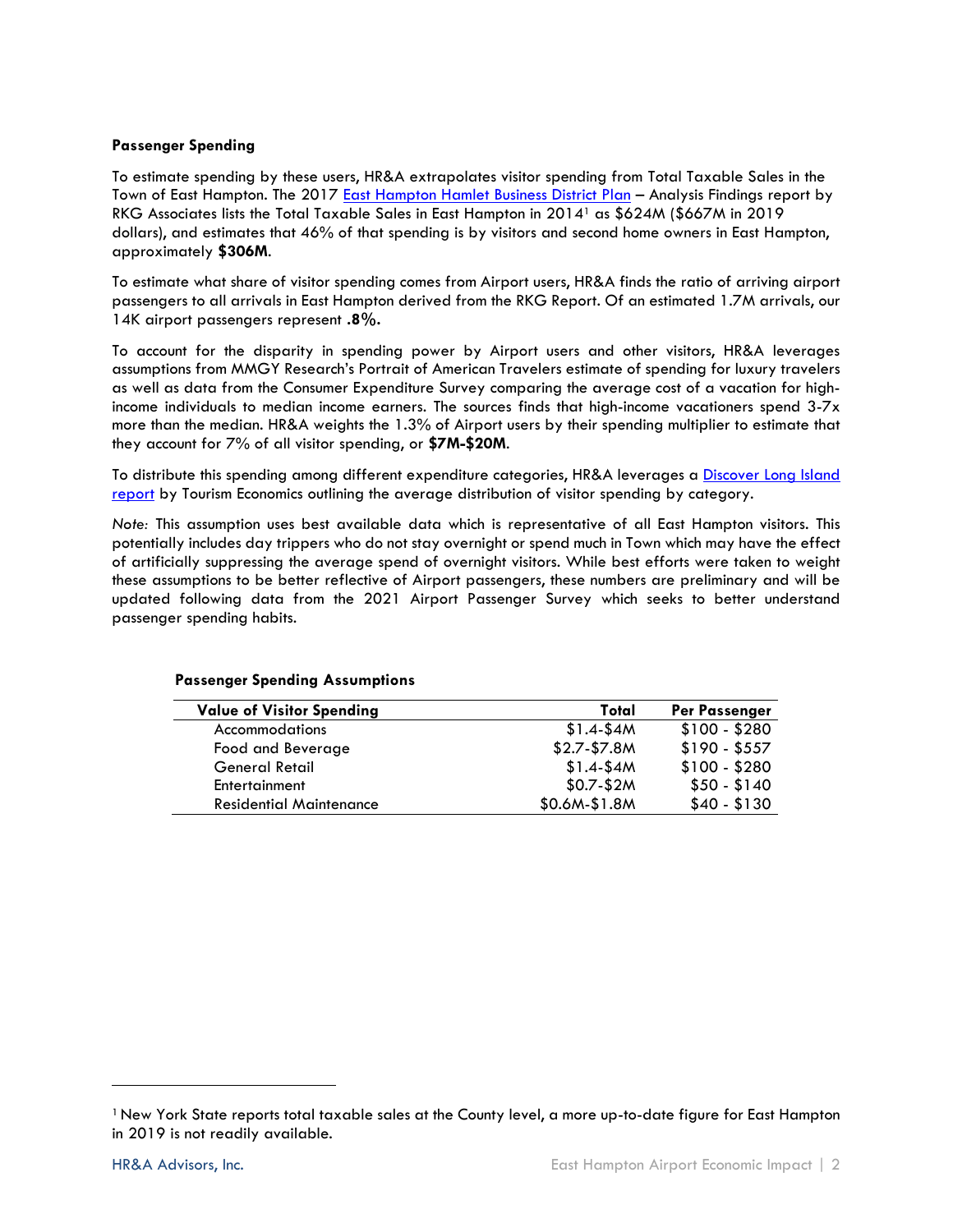**Passenger Spending**

To estimate spending by these users, HR&A extrapolates visitor spending from Total Taxable Sales in the Town of East Hampton. The 2017 [East Hampton Hamlet Business District Plan]() – Analysis Findings report by RKG Associates lists the Total Taxable Sales in East Hampton in 2014[1] as $624M ($667M in 2019 dollars), and estimates that 46% of that spending is by visitors and second home owners in East Hampton, approximately **$306M**.

To estimate what share of visitor spending comes from Airport users, HR&A finds the ratio of arriving airport passengers to all arrivals in East Hampton derived from the RKG Report. Of an estimated 1.7M arrivals, our 14K airport passengers represent **.8%.**

To account for the disparity in spending power by Airport users and other visitors, HR&A leverages assumptions from MMGY Research's Portrait of American Travelers estimate of spending for luxury travelers as well as data from the Consumer Expenditure Survey comparing the average cost of a vacation for high-income individuals to median income earners. The sources finds that high-income vacationers spend 3-7x more than the median. HR&A weights the 1.3% of Airport users by their spending multiplier to estimate that they account for 7% of all visitor spending, or **$7M-$20M**.

To distribute this spending among different expenditure categories, HR&A leverages a [Discover Long Island report]() by Tourism Economics outlining the average distribution of visitor spending by category.

*Note:* This assumption uses best available data which is representative of all East Hampton visitors. This potentially includes day trippers who do not stay overnight or spend much in Town which may have the effect of artificially suppressing the average spend of overnight visitors. While best efforts were taken to weight these assumptions to be better reflective of Airport passengers, these numbers are preliminary and will be updated following data from the 2021 Airport Passenger Survey which seeks to better understand passenger spending habits.

**Passenger Spending Assumptions**

| Value of Visitor Spending | Total | Per Passenger |
|---|---|---|
| Accommodations | $1.4-$4M | $100 - $280 |
| Food and Beverage | $2.7-$7.8M | $190 - $557 |
| General Retail | $1.4-$4M | $100 - $280 |
| Entertainment | $0.7-$2M | $50 - $140 |
| Residential Maintenance | $0.6M-$1.8M | $40 - $130 |

[1] New York State reports total taxable sales at the County level, a more up-to-date figure for East Hampton in 2019 is not readily available.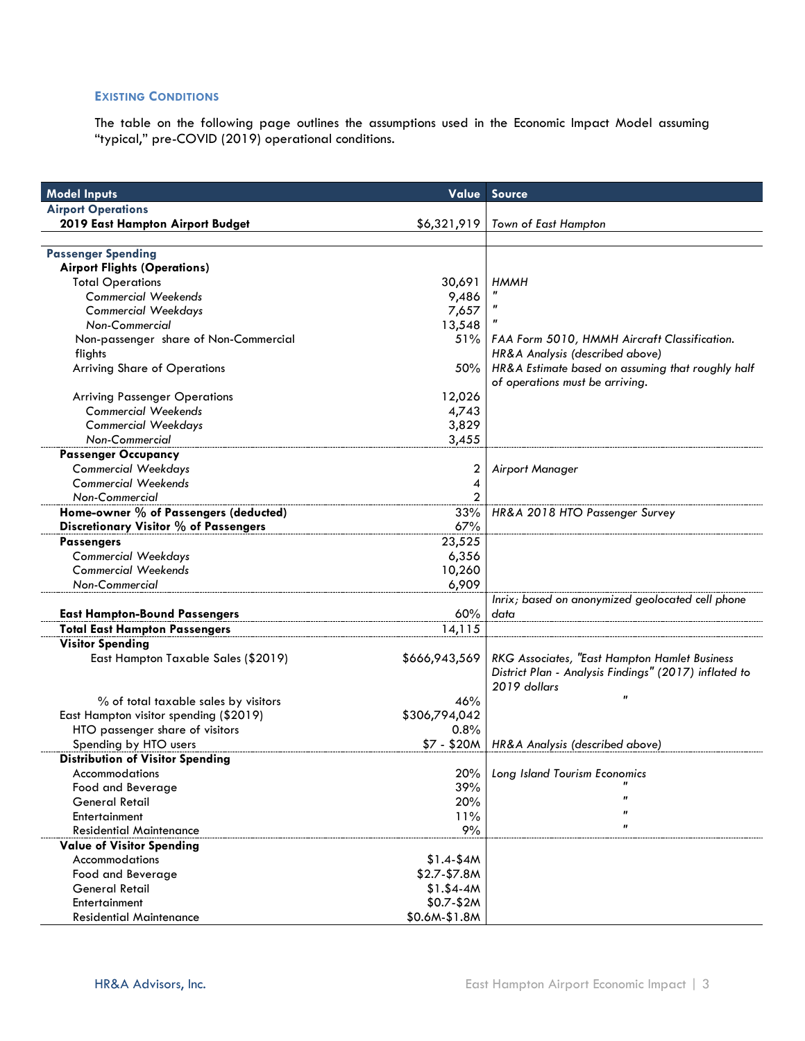### Existing Conditions

The table on the following page outlines the assumptions used in the Economic Impact Model assuming "typical," pre-COVID (2019) operational conditions.

| Model Inputs | Value | Source |
|---|---|---|
| **Airport Operations** | | |
| **2019 East Hampton Airport Budget** | $6,321,919 | *Town of East Hampton* |
| | | |
| **Passenger Spending** | | |
| **Airport Flights (Operations)** | | |
| Total Operations | 30,691 | *HMMH* |
| *Commercial Weekends* | 9,486 | " |
| *Commercial Weekdays* | 7,657 | " |
| *Non-Commercial* | 13,548 | " |
| Non-passenger share of Non-Commercial flights | 51% | *FAA Form 5010, HMMH Aircraft Classification. HR&A Analysis (described above)* |
| Arriving Share of Operations | 50% | *HR&A Estimate based on assuming that roughly half of operations must be arriving.* |
| Arriving Passenger Operations | 12,026 | |
| *Commercial Weekends* | 4,743 | |
| *Commercial Weekdays* | 3,829 | |
| *Non-Commercial* | 3,455 | |
| **Passenger Occupancy** | | |
| *Commercial Weekdays* | 2 | *Airport Manager* |
| *Commercial Weekends* | 4 | |
| *Non-Commercial* | 2 | |
| **Home-owner % of Passengers (deducted)** | 33% | *HR&A 2018 HTO Passenger Survey* |
| **Discretionary Visitor % of Passengers** | 67% | |
| **Passengers** | 23,525 | |
| *Commercial Weekdays* | 6,356 | |
| *Commercial Weekends* | 10,260 | |
| *Non-Commercial* | 6,909 | |
| **East Hampton-Bound Passengers** | 60% | *Inrix; based on anonymized geolocated cell phone data* |
| **Total East Hampton Passengers** | 14,115 | |
| **Visitor Spending** | | |
| East Hampton Taxable Sales ($2019) | $666,943,569 | *RKG Associates, "East Hampton Hamlet Business District Plan - Analysis Findings" (2017) inflated to 2019 dollars* |
| % of total taxable sales by visitors | 46% | " |
| East Hampton visitor spending ($2019) | $306,794,042 | |
| HTO passenger share of visitors | 0.8% | |
| Spending by HTO users | $7 - $20M | *HR&A Analysis (described above)* |
| **Distribution of Visitor Spending** | | |
| Accommodations | 20% | *Long Island Tourism Economics* |
| Food and Beverage | 39% | " |
| General Retail | 20% | " |
| Entertainment | 11% | " |
| Residential Maintenance | 9% | " |
| **Value of Visitor Spending** | | |
| Accommodations | $1.4-$4M | |
| Food and Beverage | $2.7-$7.8M | |
| General Retail | $1.$4-4M | |
| Entertainment | $0.7-$2M | |
| Residential Maintenance | $0.6M-$1.8M | |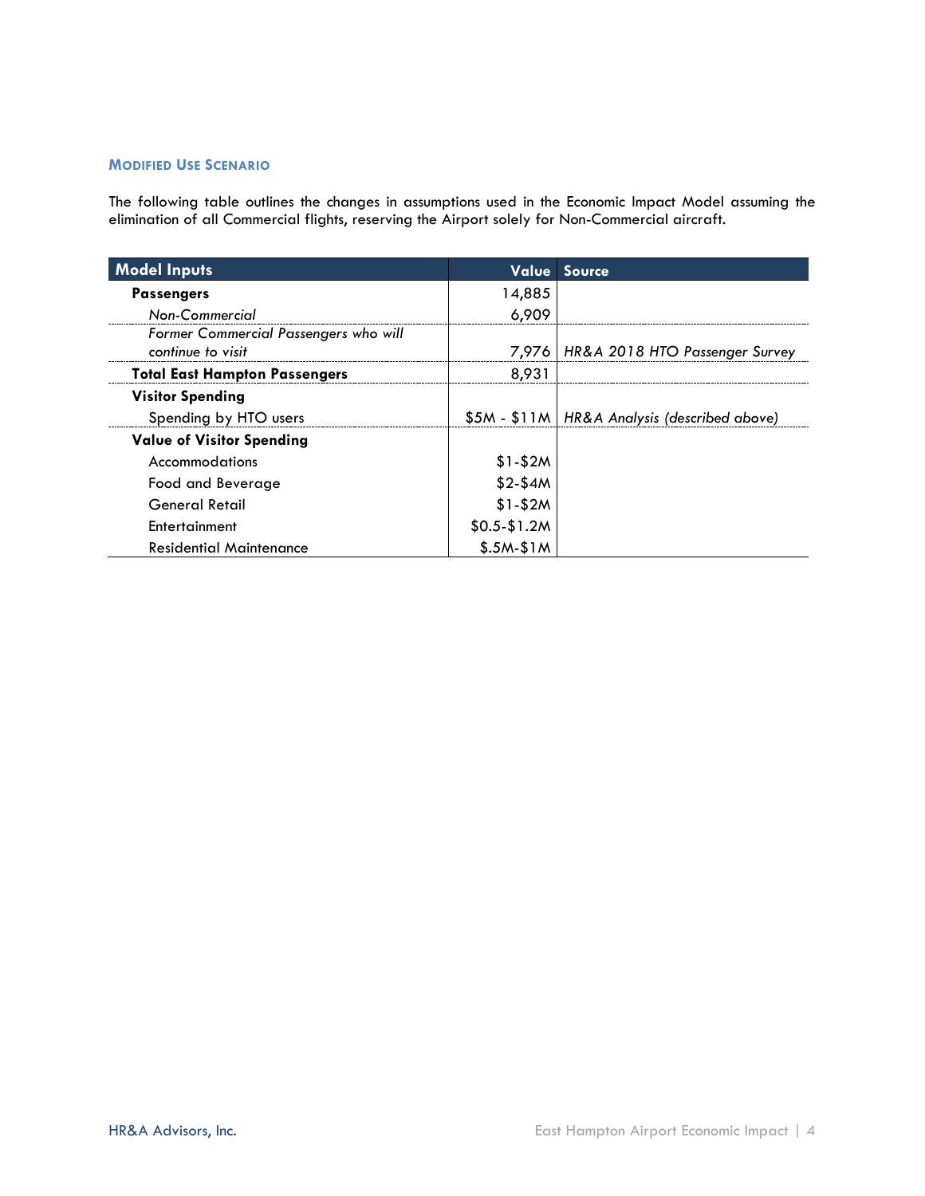### MODIFIED USE SCENARIO

The following table outlines the changes in assumptions used in the Economic Impact Model assuming the elimination of all Commercial flights, reserving the Airport solely for Non-Commercial aircraft.

| Model Inputs | Value | Source |
|---|---|---|
| **Passengers** | 14,885 | |
| *Non-Commercial* | 6,909 | |
| *Former Commercial Passengers who will continue to visit* | 7,976 | *HR&A 2018 HTO Passenger Survey* |
| **Total East Hampton Passengers** | 8,931 | |
| **Visitor Spending** | | |
| Spending by HTO users | $5M - $11M | *HR&A Analysis (described above)* |
| **Value of Visitor Spending** | | |
| Accommodations | $1-$2M | |
| Food and Beverage | $2-$4M | |
| General Retail | $1-$2M | |
| Entertainment | $0.5-$1.2M | |
| Residential Maintenance | $.5M-$1M | |